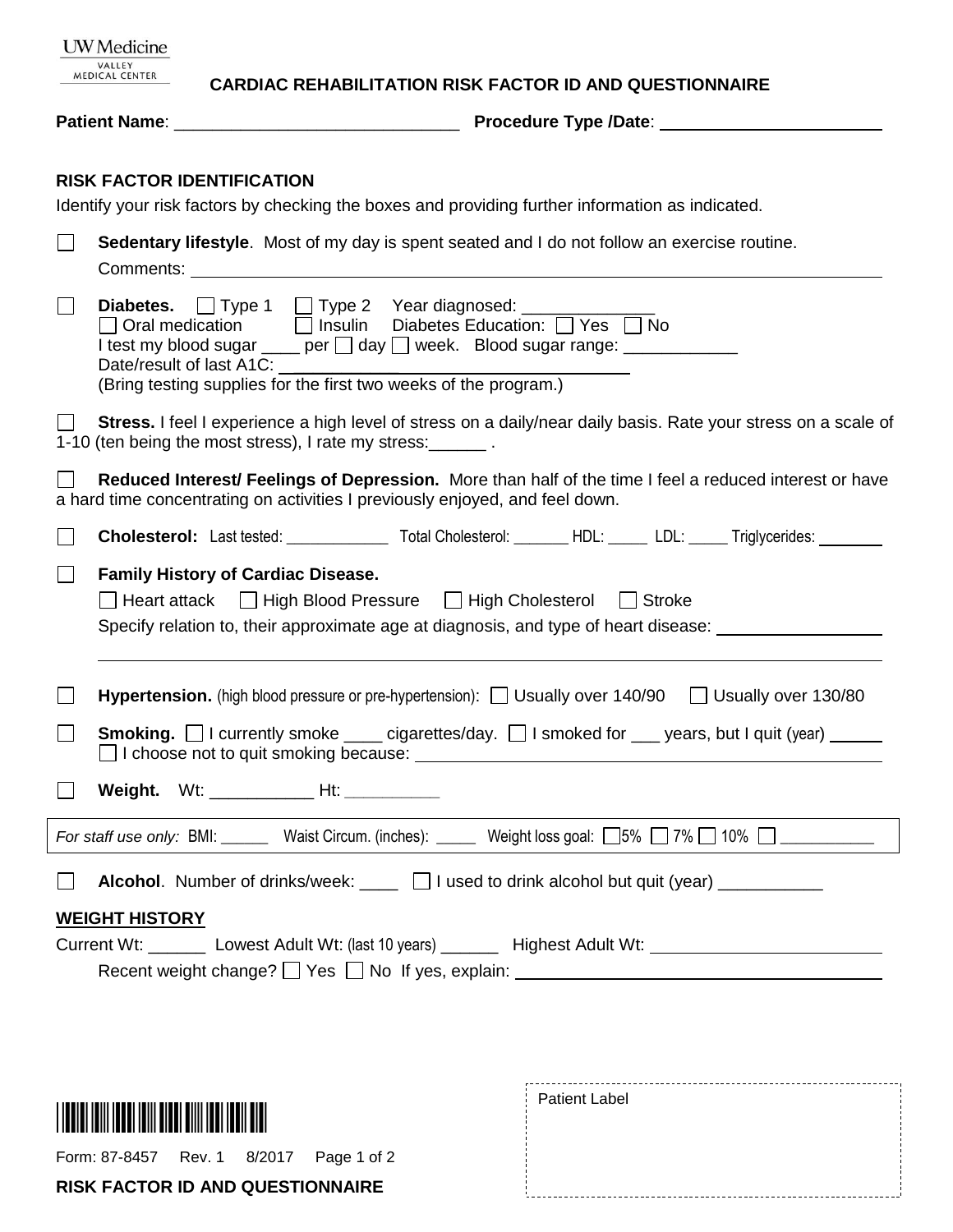UW Medicine
VALLEY MEDICAL CENTER

# CARDIAC REHABILITATION RISK FACTOR ID AND QUESTIONNAIRE

**Patient Name**: ______________________________ **Procedure Type /Date**: ________________________

## RISK FACTOR IDENTIFICATION

Identify your risk factors by checking the boxes and providing further information as indicated.

☐ **Sedentary lifestyle**. Most of my day is spent seated and I do not follow an exercise routine.
Comments: ____________________________________________________________

☐ **Diabetes.** ☐ Type 1 ☐ Type 2 Year diagnosed: ______________
☐ Oral medication ☐ Insulin Diabetes Education: ☐ Yes ☐ No
I test my blood sugar ____ per ☐ day ☐ week. Blood sugar range: ____________
Date/result of last A1C: ______________________________
(Bring testing supplies for the first two weeks of the program.)

☐ **Stress.** I feel I experience a high level of stress on a daily/near daily basis. Rate your stress on a scale of 1-10 (ten being the most stress), I rate my stress:______ .

☐ **Reduced Interest/ Feelings of Depression.** More than half of the time I feel a reduced interest or have a hard time concentrating on activities I previously enjoyed, and feel down.

☐ **Cholesterol:** Last tested: _____________ Total Cholesterol: _______ HDL: _____ LDL: _____ Triglycerides: ________

☐ **Family History of Cardiac Disease.**
☐ Heart attack ☐ High Blood Pressure ☐ High Cholesterol ☐ Stroke
Specify relation to, their approximate age at diagnosis, and type of heart disease: __________________
____________________________________________________________

☐ **Hypertension.** (high blood pressure or pre-hypertension): ☐ Usually over 140/90 ☐ Usually over 130/80

☐ **Smoking.** ☐ I currently smoke ____ cigarettes/day. ☐ I smoked for ___ years, but I quit (year) ______
☐ I choose not to quit smoking because: ______________________________

☐ **Weight.** Wt: ___________ Ht: ___________

*For staff use only:* BMI: ______ Waist Circum. (inches): _____ Weight loss goal: ☐ 5% ☐ 7% ☐ 10% ☐ ___________

☐ **Alcohol**. Number of drinks/week: ____ ☐ I used to drink alcohol but quit (year) ___________

## WEIGHT HISTORY

Current Wt: ______ Lowest Adult Wt: (last 10 years) ______ Highest Adult Wt: ________________________
Recent weight change? ☐ Yes ☐ No If yes, explain: ______________________________

Patient Label

Form: 87-8457 Rev. 1 8/2017

**RISK FACTOR ID AND QUESTIONNAIRE**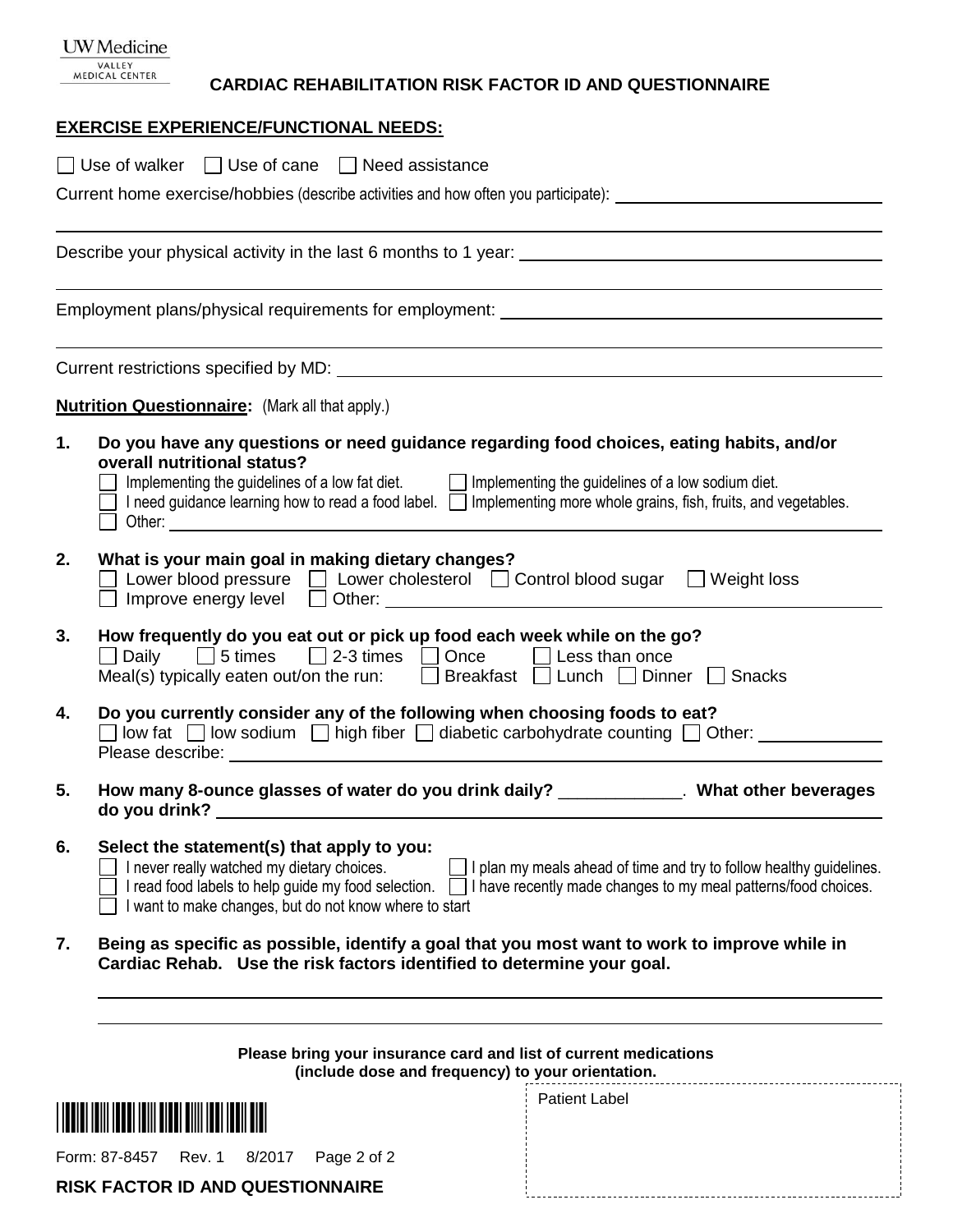UW Medicine
VALLEY MEDICAL CENTER

# CARDIAC REHABILITATION RISK FACTOR ID AND QUESTIONNAIRE

## EXERCISE EXPERIENCE/FUNCTIONAL NEEDS:

☐ Use of walker ☐ Use of cane ☐ Need assistance

Current home exercise/hobbies (describe activities and how often you participate): \_\_\_\_\_\_\_\_\_\_\_\_\_\_\_\_\_\_\_\_

\_\_\_\_\_\_\_\_\_\_\_\_\_\_\_\_\_\_\_\_\_\_\_\_\_\_\_\_\_\_\_\_\_\_\_\_\_\_\_\_\_\_\_\_\_\_\_\_\_\_\_\_\_\_\_\_\_\_\_\_\_\_\_\_\_\_\_\_\_\_\_\_\_\_\_\_

Describe your physical activity in the last 6 months to 1 year: \_\_\_\_\_\_\_\_\_\_\_\_\_\_\_\_\_\_\_\_\_\_\_\_\_\_\_\_\_\_\_\_

\_\_\_\_\_\_\_\_\_\_\_\_\_\_\_\_\_\_\_\_\_\_\_\_\_\_\_\_\_\_\_\_\_\_\_\_\_\_\_\_\_\_\_\_\_\_\_\_\_\_\_\_\_\_\_\_\_\_\_\_\_\_\_\_\_\_\_\_\_\_\_\_\_\_\_\_

Employment plans/physical requirements for employment: \_\_\_\_\_\_\_\_\_\_\_\_\_\_\_\_\_\_\_\_\_\_\_\_\_\_\_\_\_\_\_\_\_\_

\_\_\_\_\_\_\_\_\_\_\_\_\_\_\_\_\_\_\_\_\_\_\_\_\_\_\_\_\_\_\_\_\_\_\_\_\_\_\_\_\_\_\_\_\_\_\_\_\_\_\_\_\_\_\_\_\_\_\_\_\_\_\_\_\_\_\_\_\_\_\_\_\_\_\_\_

Current restrictions specified by MD: \_\_\_\_\_\_\_\_\_\_\_\_\_\_\_\_\_\_\_\_\_\_\_\_\_\_\_\_\_\_\_\_\_\_\_\_\_\_\_\_\_\_\_\_\_\_\_\_\_\_\_

**Nutrition Questionnaire:** (Mark all that apply.)

1. **Do you have any questions or need guidance regarding food choices, eating habits, and/or overall nutritional status?**
   ☐ Implementing the guidelines of a low fat diet. ☐ Implementing the guidelines of a low sodium diet.
   ☐ I need guidance learning how to read a food label. ☐ Implementing more whole grains, fish, fruits, and vegetables.
   ☐ Other: \_\_\_\_\_\_\_\_\_\_\_\_\_\_\_\_\_\_\_\_\_\_\_\_\_\_\_\_\_\_\_\_\_\_\_\_\_\_\_\_\_\_\_\_\_\_\_\_\_\_\_\_\_\_\_\_\_\_\_\_\_\_\_\_\_\_\_\_\_\_

2. **What is your main goal in making dietary changes?**
   ☐ Lower blood pressure ☐ Lower cholesterol ☐ Control blood sugar ☐ Weight loss
   ☐ Improve energy level ☐ Other: \_\_\_\_\_\_\_\_\_\_\_\_\_\_\_\_\_\_\_\_\_\_\_\_\_\_\_\_\_\_\_\_\_\_\_\_\_\_\_\_\_\_\_\_\_\_\_\_\_\_

3. **How frequently do you eat out or pick up food each week while on the go?**
   ☐ Daily ☐ 5 times ☐ 2-3 times ☐ Once ☐ Less than once
   Meal(s) typically eaten out/on the run: ☐ Breakfast ☐ Lunch ☐ Dinner ☐ Snacks

4. **Do you currently consider any of the following when choosing foods to eat?**
   ☐ low fat ☐ low sodium ☐ high fiber ☐ diabetic carbohydrate counting ☐ Other: \_\_\_\_\_\_\_\_\_\_\_\_
   Please describe: \_\_\_\_\_\_\_\_\_\_\_\_\_\_\_\_\_\_\_\_\_\_\_\_\_\_\_\_\_\_\_\_\_\_\_\_\_\_\_\_\_\_\_\_\_\_\_\_\_\_\_\_\_\_\_\_\_\_\_\_\_\_\_\_\_

5. **How many 8-ounce glasses of water do you drink daily?** \_\_\_\_\_\_\_\_\_\_\_\_\_. **What other beverages do you drink?** \_\_\_\_\_\_\_\_\_\_\_\_\_\_\_\_\_\_\_\_\_\_\_\_\_\_\_\_\_\_\_\_\_\_\_\_\_\_\_\_\_\_\_\_\_\_\_\_\_\_\_\_\_\_\_\_\_\_\_\_

6. **Select the statement(s) that apply to you:**
   ☐ I never really watched my dietary choices. ☐ I plan my meals ahead of time and try to follow healthy guidelines.
   ☐ I read food labels to help guide my food selection. ☐ I have recently made changes to my meal patterns/food choices.
   ☐ I want to make changes, but do not know where to start

7. **Being as specific as possible, identify a goal that you most want to work to improve while in Cardiac Rehab. Use the risk factors identified to determine your goal.**

   \_\_\_\_\_\_\_\_\_\_\_\_\_\_\_\_\_\_\_\_\_\_\_\_\_\_\_\_\_\_\_\_\_\_\_\_\_\_\_\_\_\_\_\_\_\_\_\_\_\_\_\_\_\_\_\_\_\_\_\_\_\_\_\_\_\_\_\_\_\_\_\_\_\_

   \_\_\_\_\_\_\_\_\_\_\_\_\_\_\_\_\_\_\_\_\_\_\_\_\_\_\_\_\_\_\_\_\_\_\_\_\_\_\_\_\_\_\_\_\_\_\_\_\_\_\_\_\_\_\_\_\_\_\_\_\_\_\_\_\_\_\_\_\_\_\_\_\_\_

**Please bring your insurance card and list of current medications (include dose and frequency) to your orientation.**

Patient Label

Form: 87-8457 Rev. 1 8/2017

**RISK FACTOR ID AND QUESTIONNAIRE**